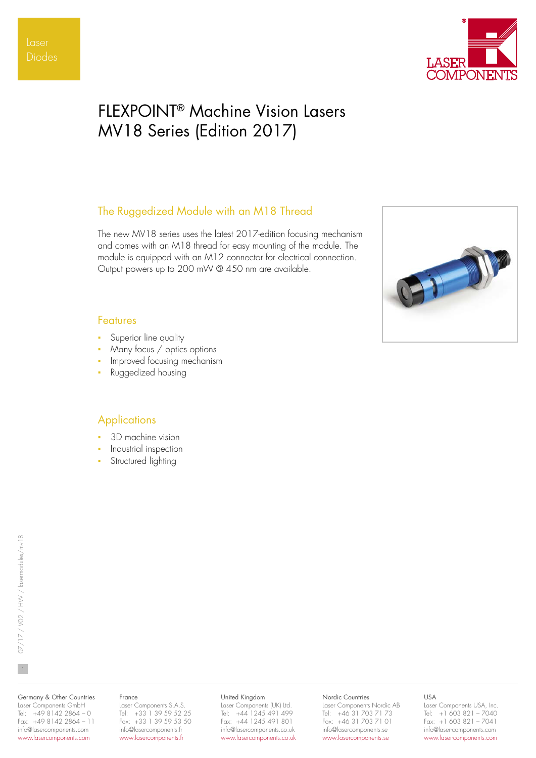Laser Diodes

# FLEXPOINT® Machine Vision Lasers MV18 Series (Edition 2017)

## The Ruggedized Module with an M18 Thread

The new MV18 series uses the latest 2017-edition focusing mechanism and comes with an M18 thread for easy mounting of the module. The module is equipped with an M12 connector for electrical connection. Output powers up to 200 mW @ 450 nm are available.

## Features

- Superior line quality
- Many focus / optics options
- Improved focusing mechanism
- Ruggedized housing

## Applications

- 3D machine vision
- Industrial inspection
- Structured lighting

07/17 / V02 / HW / lasermodules/mv18

Germany & Other Countries
Laser Components GmbH
Tel: +49 8142 2864 – 0
Fax: +49 8142 2864 – 11
info@lasercomponents.com
www.lasercomponents.com

France
Laser Components S.A.S.
Tel: +33 1 39 59 52 25
Fax: +33 1 39 59 53 50
info@lasercomponents.fr
www.lasercomponents.fr

United Kingdom
Laser Components (UK) Ltd.
Tel: +44 1245 491 499
Fax: +44 1245 491 801
info@lasercomponents.co.uk
www.lasercomponents.co.uk

Nordic Countries
Laser Components Nordic AB
Tel: +46 31 703 71 73
Fax: +46 31 703 71 01
info@lasercomponents.se
www.lasercomponents.se

USA
Laser Components USA, Inc.
Tel: +1 603 821 – 7040
Fax: +1 603 821 – 7041
info@laser-components.com
www.laser-components.com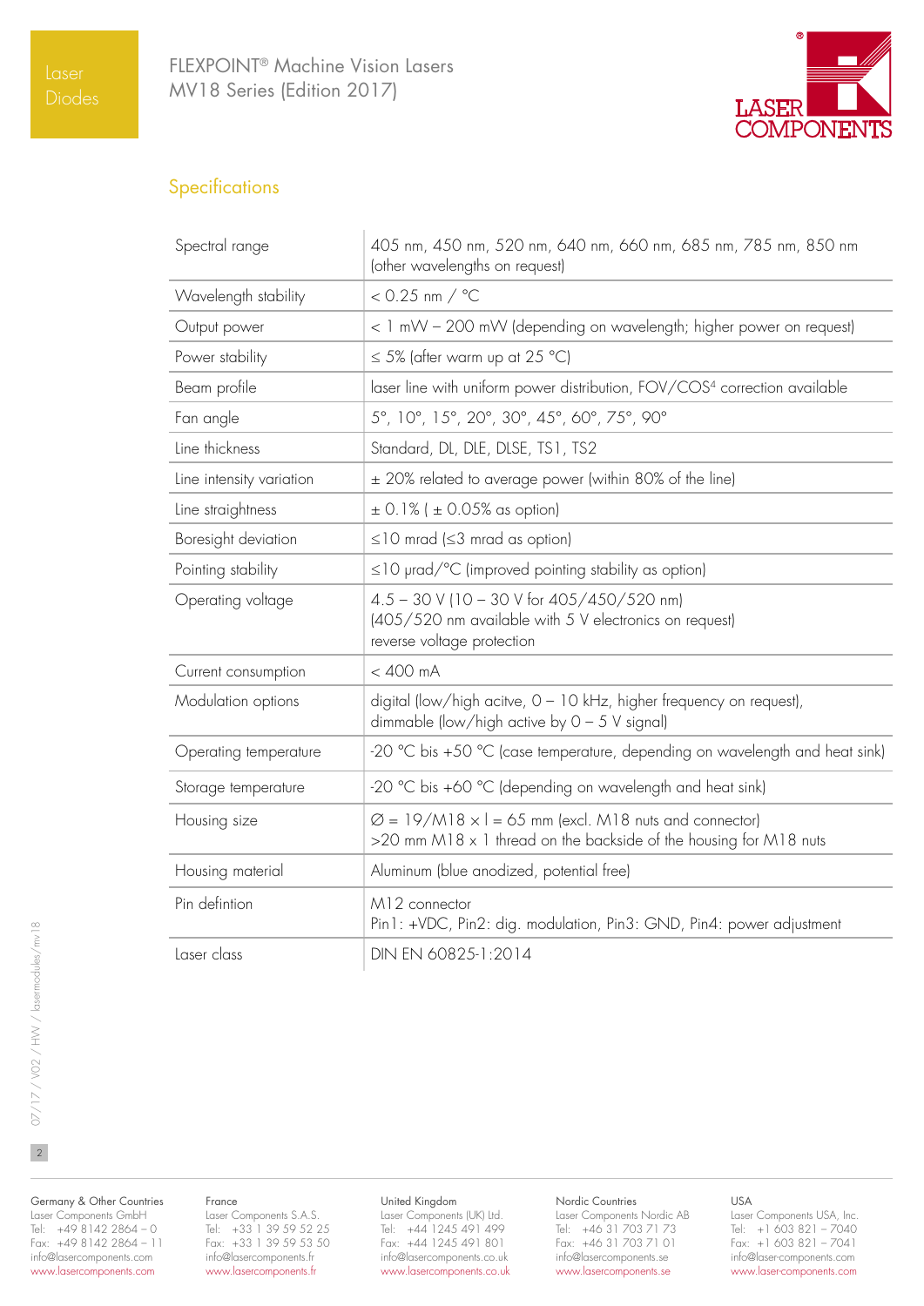## Specifications

| | |
|---|---|
| Spectral range | 405 nm, 450 nm, 520 nm, 640 nm, 660 nm, 685 nm, 785 nm, 850 nm (other wavelengths on request) |
| Wavelength stability | < 0.25 nm / °C |
| Output power | < 1 mW – 200 mW (depending on wavelength; higher power on request) |
| Power stability | ≤ 5% (after warm up at 25 °C) |
| Beam profile | laser line with uniform power distribution, FOV/COS[4] correction available |
| Fan angle | 5°, 10°, 15°, 20°, 30°, 45°, 60°, 75°, 90° |
| Line thickness | Standard, DL, DLE, DLSE, TS1, TS2 |
| Line intensity variation | ± 20% related to average power (within 80% of the line) |
| Line straightness | ± 0.1% ( ± 0.05% as option) |
| Boresight deviation | ≤10 mrad (≤3 mrad as option) |
| Pointing stability | ≤10 µrad/°C (improved pointing stability as option) |
| Operating voltage | 4.5 – 30 V (10 – 30 V for 405/450/520 nm)<br>(405/520 nm available with 5 V electronics on request)<br>reverse voltage protection |
| Current consumption | < 400 mA |
| Modulation options | digital (low/high acitve, 0 – 10 kHz, higher frequency on request),<br>dimmable (low/high active by 0 – 5 V signal) |
| Operating temperature | -20 °C bis +50 °C (case temperature, depending on wavelength and heat sink) |
| Storage temperature | -20 °C bis +60 °C (depending on wavelength and heat sink) |
| Housing size | Ø = 19/M18 × l = 65 mm (excl. M18 nuts and connector)<br>>20 mm M18 x 1 thread on the backside of the housing for M18 nuts |
| Housing material | Aluminum (blue anodized, potential free) |
| Pin defintion | M12 connector<br>Pin1: +VDC, Pin2: dig. modulation, Pin3: GND, Pin4: power adjustment |
| Laser class | DIN EN 60825-1:2014 |

07/17 / V02 / HW / lasermodules/mv18

**Germany & Other Countries**
Laser Components GmbH
Tel: +49 8142 2864 – 0
Fax: +49 8142 2864 – 11
info@lasercomponents.com
www.lasercomponents.com

**France**
Laser Components S.A.S.
Tel: +33 1 39 59 52 25
Fax: +33 1 39 59 53 50
info@lasercomponents.fr
www.lasercomponents.fr

**United Kingdom**
Laser Components (UK) Ltd.
Tel: +44 1245 491 499
Fax: +44 1245 491 801
info@lasercomponents.co.uk
www.lasercomponents.co.uk

**Nordic Countries**
Laser Components Nordic AB
Tel: +46 31 703 71 73
Fax: +46 31 703 71 01
info@lasercomponents.se
www.lasercomponents.se

**USA**
Laser Components USA, Inc.
Tel: +1 603 821 – 7040
Fax: +1 603 821 – 7041
info@laser-components.com
www.laser-components.com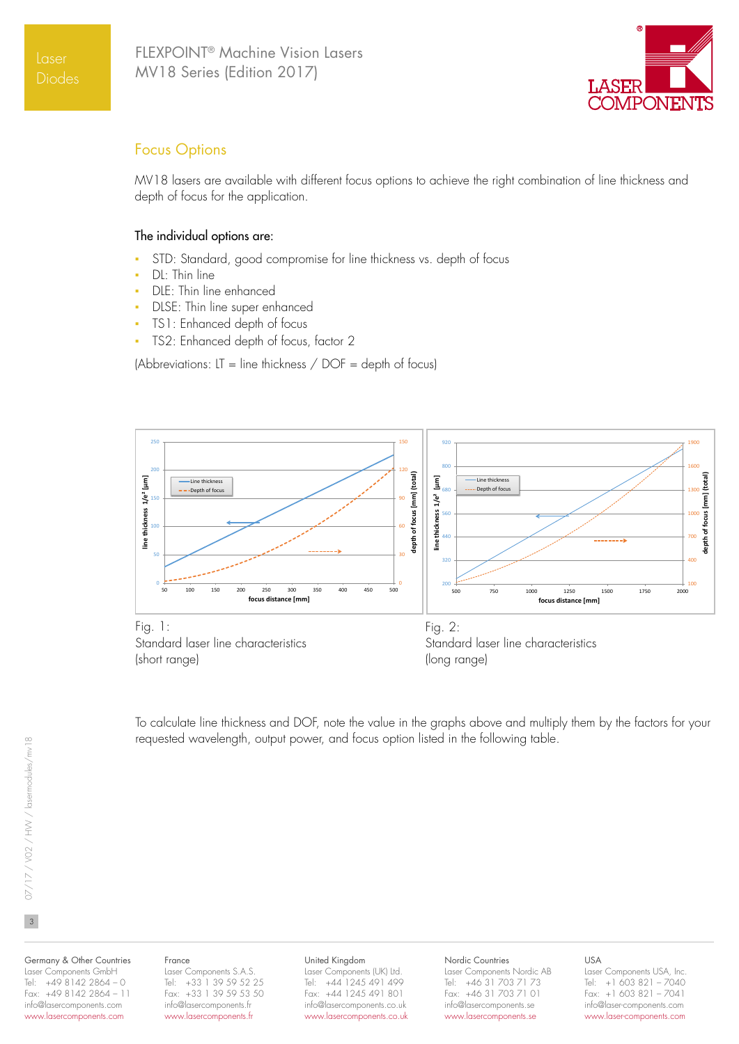## Focus Options

MV18 lasers are available with different focus options to achieve the right combination of line thickness and depth of focus for the application.

### The individual options are:

- STD: Standard, good compromise for line thickness vs. depth of focus
- DL: Thin line
- DLE: Thin line enhanced
- DLSE: Thin line super enhanced
- TS1: Enhanced depth of focus
- TS2: Enhanced depth of focus, factor 2

(Abbreviations: LT = line thickness / DOF = depth of focus)

Fig. 1:
Standard laser line characteristics
(short range)

Fig. 2:
Standard laser line characteristics
(long range)

To calculate line thickness and DOF, note the value in the graphs above and multiply them by the factors for your requested wavelength, output power, and focus option listed in the following table.

Germany & Other Countries
Laser Components GmbH
Tel: +49 8142 2864 – 0
Fax: +49 8142 2864 – 11
info@lasercomponents.com
www.lasercomponents.com

France
Laser Components S.A.S.
Tel: +33 1 39 59 52 25
Fax: +33 1 39 59 53 50
info@lasercomponents.fr
www.lasercomponents.fr

United Kingdom
Laser Components (UK) Ltd.
Tel: +44 1245 491 499
Fax: +44 1245 491 801
info@lasercomponents.co.uk
www.lasercomponents.co.uk

Nordic Countries
Laser Components Nordic AB
Tel: +46 31 703 71 73
Fax: +46 31 703 71 01
info@lasercomponents.se
www.lasercomponents.se

USA
Laser Components USA, Inc.
Tel: +1 603 821 – 7040
Fax: +1 603 821 – 7041
info@laser-components.com
www.laser-components.com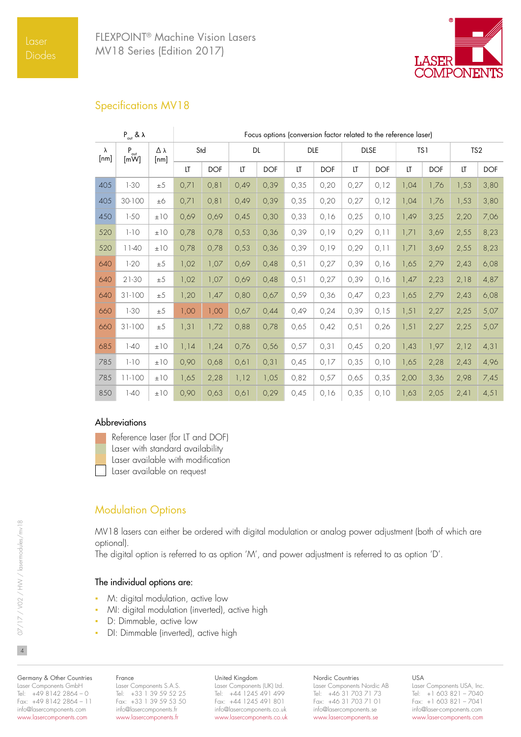## Specifications MV18

| $P_{out}$ & λ | | | Focus options (conversion factor related to the reference laser) | | | | | | | | | | | |
|---|---|---|---|---|---|---|---|---|---|---|---|---|---|---|
| λ [nm] | $P_{out}$ [mW] | Δ λ [nm] | Std | | DL | | DLE | | DLSE | | TS1 | | TS2 | |
| | | | LT | DOF | LT | DOF | LT | DOF | LT | DOF | LT | DOF | LT | DOF |
| 405 | 1-30 | ±5 | 0,71 | 0,81 | 0,49 | 0,39 | 0,35 | 0,20 | 0,27 | 0,12 | 1,04 | 1,76 | 1,53 | 3,80 |
| 405 | 30-100 | ±6 | 0,71 | 0,81 | 0,49 | 0,39 | 0,35 | 0,20 | 0,27 | 0,12 | 1,04 | 1,76 | 1,53 | 3,80 |
| 450 | 1-50 | ±10 | 0,69 | 0,69 | 0,45 | 0,30 | 0,33 | 0,16 | 0,25 | 0,10 | 1,49 | 3,25 | 2,20 | 7,06 |
| 520 | 1-10 | ±10 | 0,78 | 0,78 | 0,53 | 0,36 | 0,39 | 0,19 | 0,29 | 0,11 | 1,71 | 3,69 | 2,55 | 8,23 |
| 520 | 11-40 | ±10 | 0,78 | 0,78 | 0,53 | 0,36 | 0,39 | 0,19 | 0,29 | 0,11 | 1,71 | 3,69 | 2,55 | 8,23 |
| 640 | 1-20 | ±5 | 1,02 | 1,07 | 0,69 | 0,48 | 0,51 | 0,27 | 0,39 | 0,16 | 1,65 | 2,79 | 2,43 | 6,08 |
| 640 | 21-30 | ±5 | 1,02 | 1,07 | 0,69 | 0,48 | 0,51 | 0,27 | 0,39 | 0,16 | 1,47 | 2,23 | 2,18 | 4,87 |
| 640 | 31-100 | ±5 | 1,20 | 1,47 | 0,80 | 0,67 | 0,59 | 0,36 | 0,47 | 0,23 | 1,65 | 2,79 | 2,43 | 6,08 |
| 660 | 1-30 | ±5 | 1,00 | 1,00 | 0,67 | 0,44 | 0,49 | 0,24 | 0,39 | 0,15 | 1,51 | 2,27 | 2,25 | 5,07 |
| 660 | 31-100 | ±5 | 1,31 | 1,72 | 0,88 | 0,78 | 0,65 | 0,42 | 0,51 | 0,26 | 1,51 | 2,27 | 2,25 | 5,07 |
| 685 | 1-40 | ±10 | 1,14 | 1,24 | 0,76 | 0,56 | 0,57 | 0,31 | 0,45 | 0,20 | 1,43 | 1,97 | 2,12 | 4,31 |
| 785 | 1-10 | ±10 | 0,90 | 0,68 | 0,61 | 0,31 | 0,45 | 0,17 | 0,35 | 0,10 | 1,65 | 2,28 | 2,43 | 4,96 |
| 785 | 11-100 | ±10 | 1,65 | 2,28 | 1,12 | 1,05 | 0,82 | 0,57 | 0,65 | 0,35 | 2,00 | 3,36 | 2,98 | 7,45 |
| 850 | 1-40 | ±10 | 0,90 | 0,63 | 0,61 | 0,29 | 0,45 | 0,16 | 0,35 | 0,10 | 1,63 | 2,05 | 2,41 | 4,51 |

### Abbreviations

- Reference laser (for LT and DOF)
- Laser with standard availability
- Laser available with modification
- Laser available on request

## Modulation Options

MV18 lasers can either be ordered with digital modulation or analog power adjustment (both of which are optional).
The digital option is referred to as option 'M', and power adjustment is referred to as option 'D'.

### The individual options are:

- M: digital modulation, active low
- MI: digital modulation (inverted), active high
- D: Dimmable, active low
- DI: Dimmable (inverted), active high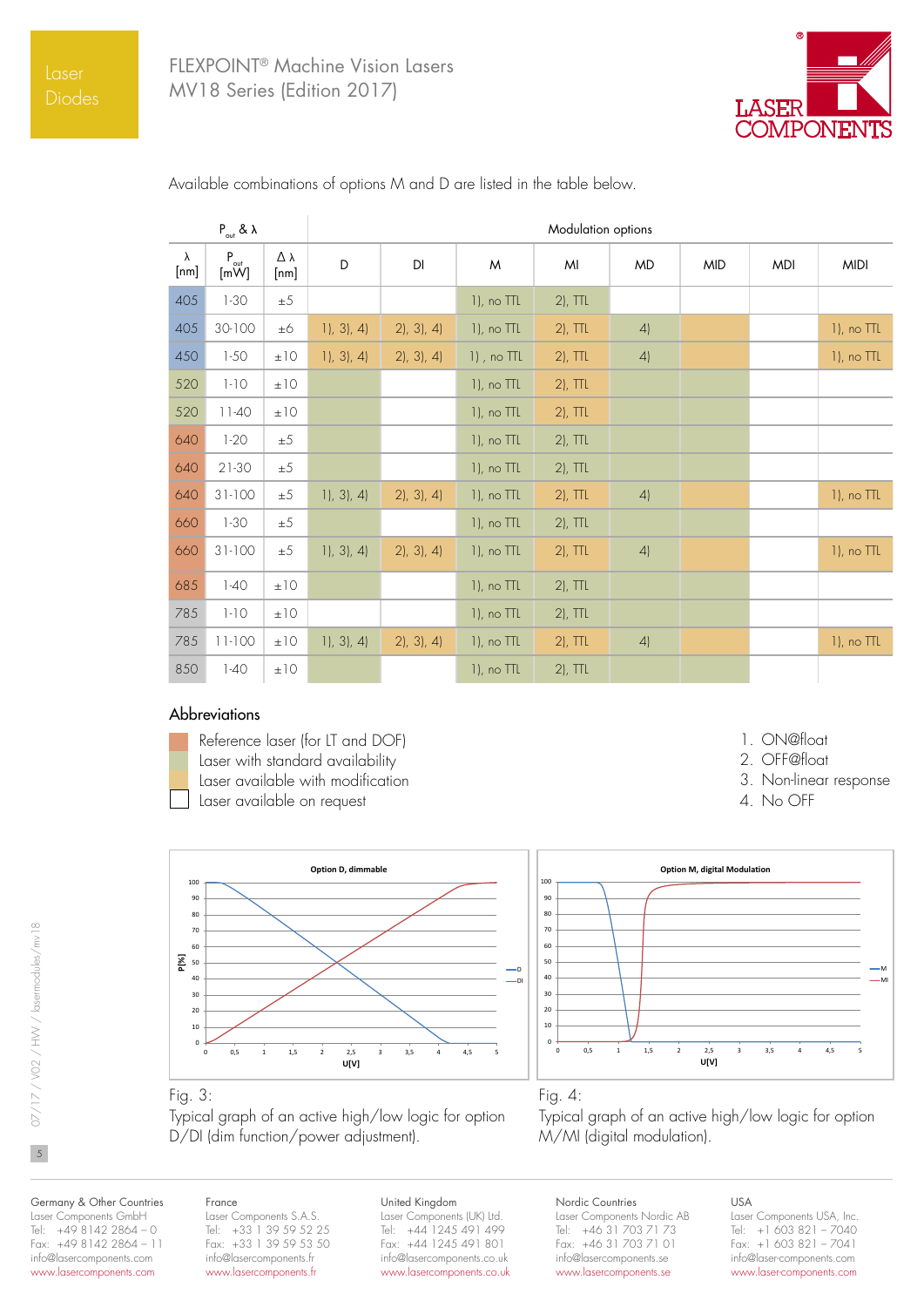Available combinations of options M and D are listed in the table below.

| $P_{out}$ & λ | | | Modulation options | | | | | | | |
|---|---|---|---|---|---|---|---|---|---|---|
| λ [nm] | $P_{out}$ [mW] | Δ λ [nm] | D | DI | M | MI | MD | MID | MDI | MIDI |
| 405 | 1-30 | ±5 | | | 1), no TTL | 2), TTL | | | | |
| 405 | 30-100 | ±6 | 1), 3), 4) | 2), 3), 4) | 1), no TTL | 2), TTL | 4) | | | 1), no TTL |
| 450 | 1-50 | ±10 | 1), 3), 4) | 2), 3), 4) | 1) , no TTL | 2), TTL | 4) | | | 1), no TTL |
| 520 | 1-10 | ±10 | | | 1), no TTL | 2), TTL | | | | |
| 520 | 11-40 | ±10 | | | 1), no TTL | 2), TTL | | | | |
| 640 | 1-20 | ±5 | | | 1), no TTL | 2), TTL | | | | |
| 640 | 21-30 | ±5 | | | 1), no TTL | 2), TTL | | | | |
| 640 | 31-100 | ±5 | 1), 3), 4) | 2), 3), 4) | 1), no TTL | 2), TTL | 4) | | | 1), no TTL |
| 660 | 1-30 | ±5 | | | 1), no TTL | 2), TTL | | | | |
| 660 | 31-100 | ±5 | 1), 3), 4) | 2), 3), 4) | 1), no TTL | 2), TTL | 4) | | | 1), no TTL |
| 685 | 1-40 | ±10 | | | 1), no TTL | 2), TTL | | | | |
| 785 | 1-10 | ±10 | | | 1), no TTL | 2), TTL | | | | |
| 785 | 11-100 | ±10 | 1), 3), 4) | 2), 3), 4) | 1), no TTL | 2), TTL | 4) | | | 1), no TTL |
| 850 | 1-40 | ±10 | | | 1), no TTL | 2), TTL | | | | |

## Abbreviations

- Reference laser (for LT and DOF)
- Laser with standard availability
- Laser available with modification
- Laser available on request

1. ON@float
2. OFF@float
3. Non-linear response
4. No OFF

Fig. 3:
Typical graph of an active high/low logic for option D/DI (dim function/power adjustment).

Fig. 4:
Typical graph of an active high/low logic for option M/MI (digital modulation).

Germany & Other Countries
Laser Components GmbH
Tel: +49 8142 2864 – 0
Fax: +49 8142 2864 – 11
info@lasercomponents.com
www.lasercomponents.com

France
Laser Components S.A.S.
Tel: +33 1 39 59 52 25
Fax: +33 1 39 59 53 50
info@lasercomponents.fr
www.lasercomponents.fr

United Kingdom
Laser Components (UK) Ltd.
Tel: +44 1245 491 499
Fax: +44 1245 491 801
info@lasercomponents.co.uk
www.lasercomponents.co.uk

Nordic Countries
Laser Components Nordic AB
Tel: +46 31 703 71 73
Fax: +46 31 703 71 01
info@lasercomponents.se
www.lasercomponents.se

USA
Laser Components USA, Inc.
Tel: +1 603 821 – 7040
Fax: +1 603 821 – 7041
info@laser-components.com
www.laser-components.com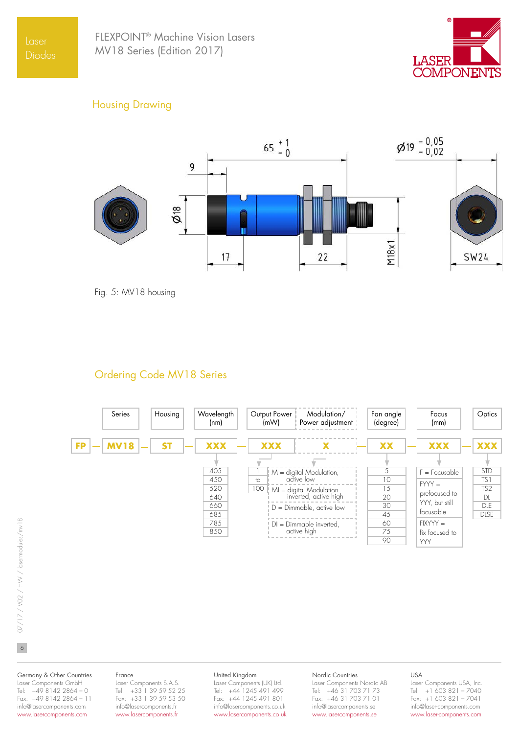## Housing Drawing

65 +1 -0

9

Ø19 -0,05 -0,02

Ø18

17

22

M18x1

SW24

Fig. 5: MV18 housing

## Ordering Code MV18 Series

| | Series | Housing | Wavelength (nm) | Output Power (mW) | Modulation/ Power adjustment | Fan angle (degree) | Focus (mm) | Optics |
|---|---|---|---|---|---|---|---|---|
| FP | MV18 | ST | XXX | XXX | X | XX | XXX | XXX |
| | | | 405 | 1 | M = digital Modulation, active low | 5 | F = Focusable | STD |
| | | | 450 | to | MI = digital Modulation inverted, active high | 10 | FYYY = prefocused to YYY, but still focusable | TS1 |
| | | | 520 | 100 | D = Dimmable, active low | 15 | FIXYYY = fix focused to YYY | TS2 |
| | | | 640 | | DI = Dimmable inverted, active high | 20 | | DL |
| | | | 660 | | | 30 | | DLE |
| | | | 685 | | | 45 | | DLSE |
| | | | 785 | | | 60 | | |
| | | | 850 | | | 75 | | |
| | | | | | | 90 | | |

07/17 / V02 / HW / lasermodules/mv18

**Germany & Other Countries**
Laser Components GmbH
Tel: +49 8142 2864 – 0
Fax: +49 8142 2864 – 11
info@lasercomponents.com
www.lasercomponents.com

**France**
Laser Components S.A.S.
Tel: +33 1 39 59 52 25
Fax: +33 1 39 59 53 50
info@lasercomponents.fr
www.lasercomponents.fr

**United Kingdom**
Laser Components (UK) Ltd.
Tel: +44 1245 491 499
Fax: +44 1245 491 801
info@lasercomponents.co.uk
www.lasercomponents.co.uk

**Nordic Countries**
Laser Components Nordic AB
Tel: +46 31 703 71 73
Fax: +46 31 703 71 01
info@lasercomponents.se
www.lasercomponents.se

**USA**
Laser Components USA, Inc.
Tel: +1 603 821 – 7040
Fax: +1 603 821 – 7041
info@laser-components.com
www.laser-components.com